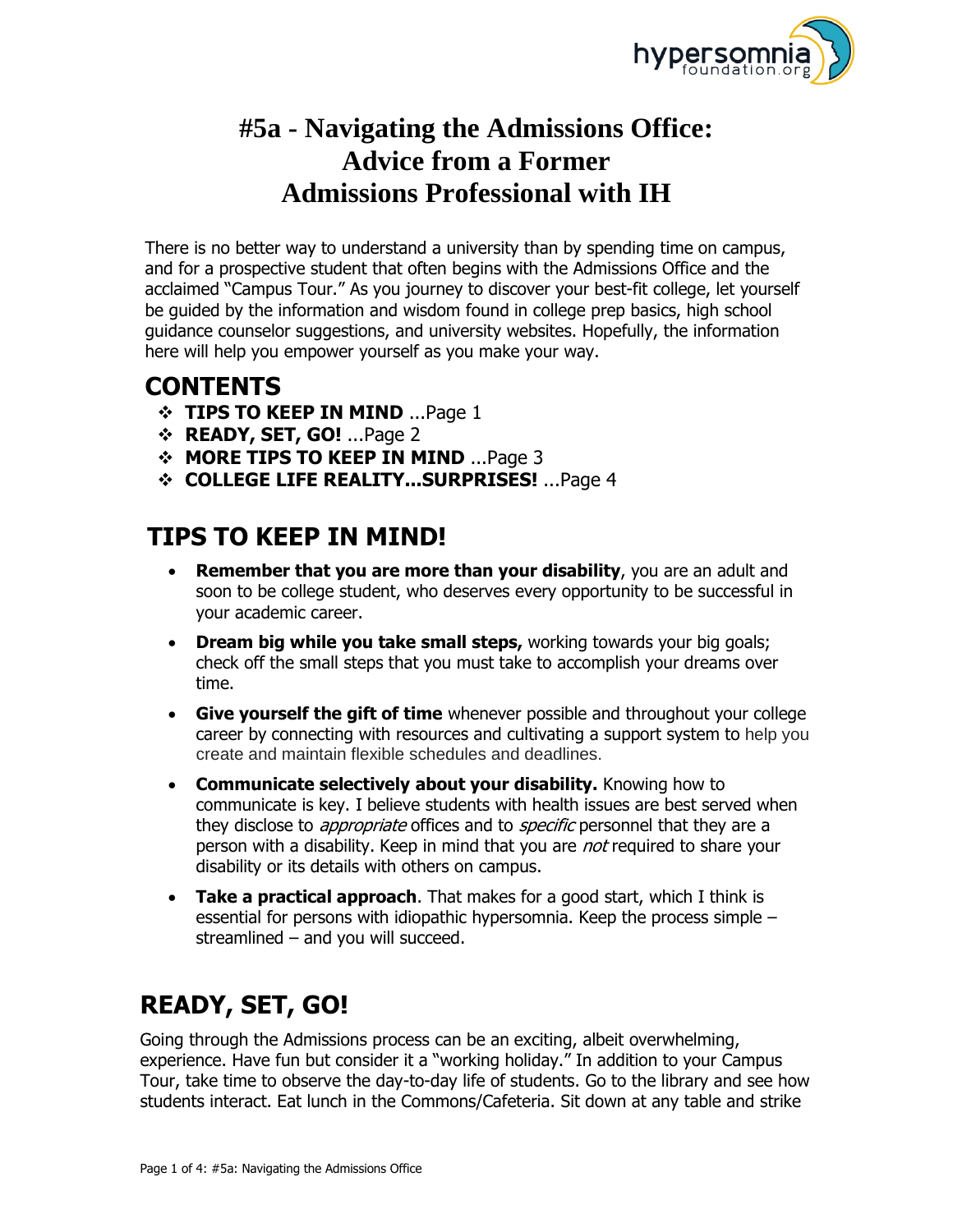# #5a - Navigating the Admissions Office: Advice from a Former Admissions Professional with IH

There is no better way to understand a university than by spending time on campus, and for a prospective student that often begins with the Admissions Office and the acclaimed "Campus Tour." As you journey to discover your best-fit college, let yourself be guided by the information and wisdom found in college prep basics, high school guidance counselor suggestions, and university websites. Hopefully, the information here will help you empower yourself as you make your way.

## CONTENTS

- **TIPS TO KEEP IN MIND** ...Page 1
- **READY, SET, GO!** ...Page 2
- **MORE TIPS TO KEEP IN MIND** ...Page 3
- **COLLEGE LIFE REALITY...SURPRISES!** ...Page 4

## TIPS TO KEEP IN MIND!

- **Remember that you are more than your disability**, you are an adult and soon to be college student, who deserves every opportunity to be successful in your academic career.
- **Dream big while you take small steps,** working towards your big goals; check off the small steps that you must take to accomplish your dreams over time.
- **Give yourself the gift of time** whenever possible and throughout your college career by connecting with resources and cultivating a support system to help you create and maintain flexible schedules and deadlines.
- **Communicate selectively about your disability.** Knowing how to communicate is key. I believe students with health issues are best served when they disclose to *appropriate* offices and to *specific* personnel that they are a person with a disability. Keep in mind that you are *not* required to share your disability or its details with others on campus.
- **Take a practical approach**. That makes for a good start, which I think is essential for persons with idiopathic hypersomnia. Keep the process simple – streamlined – and you will succeed.

## READY, SET, GO!

Going through the Admissions process can be an exciting, albeit overwhelming, experience. Have fun but consider it a "working holiday." In addition to your Campus Tour, take time to observe the day-to-day life of students. Go to the library and see how students interact. Eat lunch in the Commons/Cafeteria. Sit down at any table and strike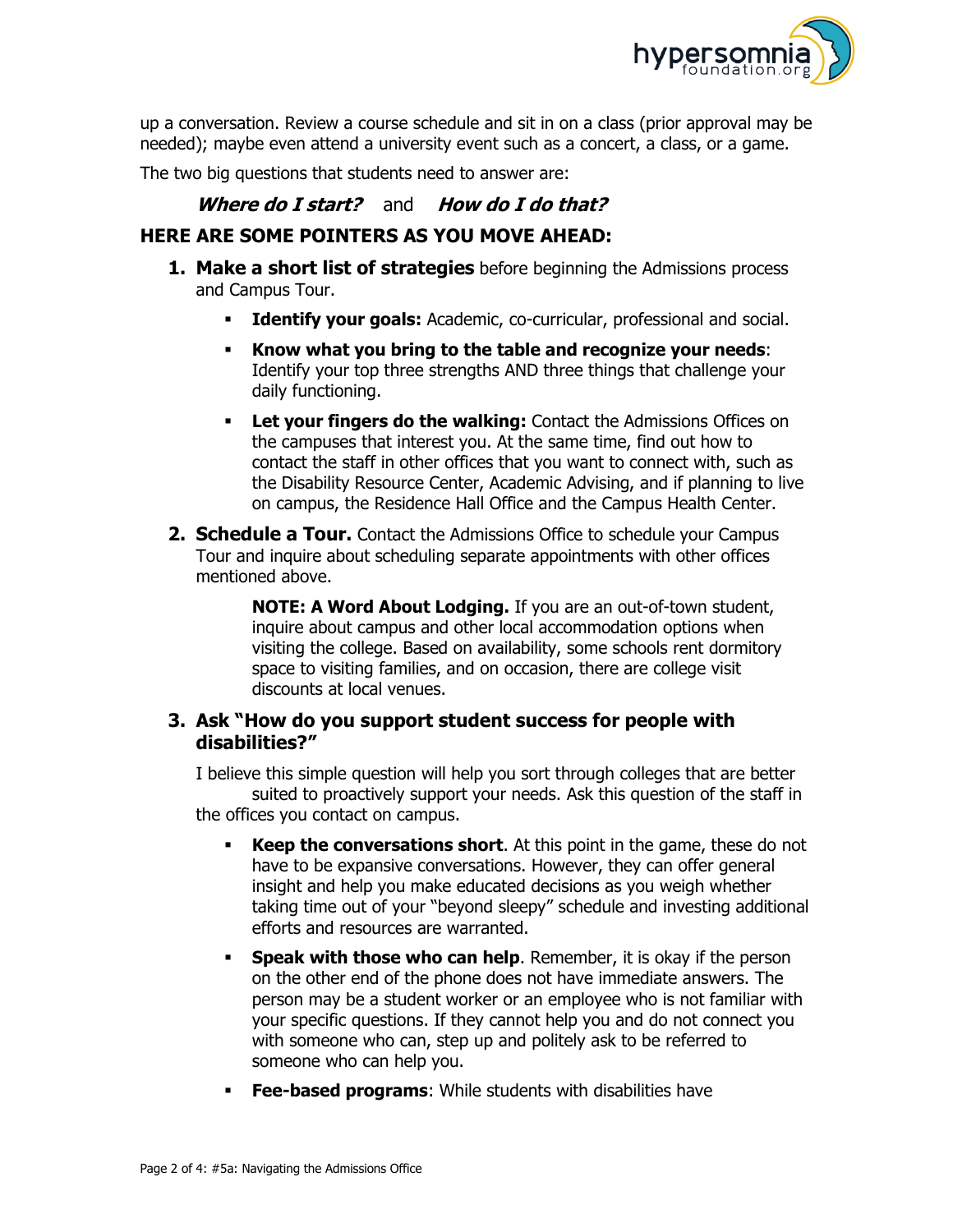up a conversation. Review a course schedule and sit in on a class (prior approval may be needed); maybe even attend a university event such as a concert, a class, or a game.

The two big questions that students need to answer are:

***Where do I start?*** and ***How do I do that?***

## HERE ARE SOME POINTERS AS YOU MOVE AHEAD:

1. **Make a short list of strategies** before beginning the Admissions process and Campus Tour.
   - **Identify your goals:** Academic, co-curricular, professional and social.
   - **Know what you bring to the table and recognize your needs**: Identify your top three strengths AND three things that challenge your daily functioning.
   - **Let your fingers do the walking:** Contact the Admissions Offices on the campuses that interest you. At the same time, find out how to contact the staff in other offices that you want to connect with, such as the Disability Resource Center, Academic Advising, and if planning to live on campus, the Residence Hall Office and the Campus Health Center.

2. **Schedule a Tour.** Contact the Admissions Office to schedule your Campus Tour and inquire about scheduling separate appointments with other offices mentioned above.

   **NOTE: A Word About Lodging.** If you are an out-of-town student, inquire about campus and other local accommodation options when visiting the college. Based on availability, some schools rent dormitory space to visiting families, and on occasion, there are college visit discounts at local venues.

3. **Ask "How do you support student success for people with disabilities?"**

   I believe this simple question will help you sort through colleges that are better suited to proactively support your needs. Ask this question of the staff in the offices you contact on campus.

   - **Keep the conversations short**. At this point in the game, these do not have to be expansive conversations. However, they can offer general insight and help you make educated decisions as you weigh whether taking time out of your "beyond sleepy" schedule and investing additional efforts and resources are warranted.
   - **Speak with those who can help**. Remember, it is okay if the person on the other end of the phone does not have immediate answers. The person may be a student worker or an employee who is not familiar with your specific questions. If they cannot help you and do not connect you with someone who can, step up and politely ask to be referred to someone who can help you.
   - **Fee-based programs**: While students with disabilities have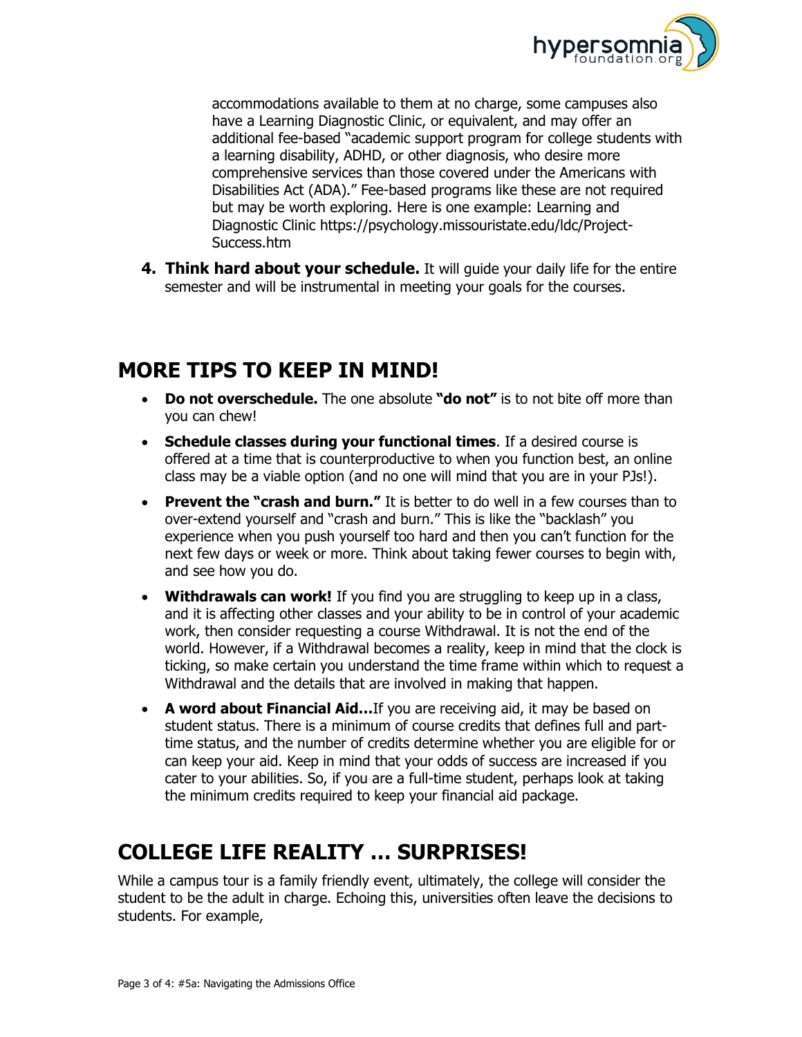accommodations available to them at no charge, some campuses also have a Learning Diagnostic Clinic, or equivalent, and may offer an additional fee-based "academic support program for college students with a learning disability, ADHD, or other diagnosis, who desire more comprehensive services than those covered under the Americans with Disabilities Act (ADA)." Fee-based programs like these are not required but may be worth exploring. Here is one example: Learning and Diagnostic Clinic https://psychology.missouristate.edu/ldc/Project-Success.htm

4. **Think hard about your schedule.** It will guide your daily life for the entire semester and will be instrumental in meeting your goals for the courses.

## MORE TIPS TO KEEP IN MIND!

- **Do not overschedule.** The one absolute **"do not"** is to not bite off more than you can chew!
- **Schedule classes during your functional times**. If a desired course is offered at a time that is counterproductive to when you function best, an online class may be a viable option (and no one will mind that you are in your PJs!).
- **Prevent the "crash and burn."** It is better to do well in a few courses than to over-extend yourself and "crash and burn." This is like the "backlash" you experience when you push yourself too hard and then you can't function for the next few days or week or more. Think about taking fewer courses to begin with, and see how you do.
- **Withdrawals can work!** If you find you are struggling to keep up in a class, and it is affecting other classes and your ability to be in control of your academic work, then consider requesting a course Withdrawal. It is not the end of the world. However, if a Withdrawal becomes a reality, keep in mind that the clock is ticking, so make certain you understand the time frame within which to request a Withdrawal and the details that are involved in making that happen.
- **A word about Financial Aid…**If you are receiving aid, it may be based on student status. There is a minimum of course credits that defines full and part-time status, and the number of credits determine whether you are eligible for or can keep your aid. Keep in mind that your odds of success are increased if you cater to your abilities. So, if you are a full-time student, perhaps look at taking the minimum credits required to keep your financial aid package.

## COLLEGE LIFE REALITY … SURPRISES!

While a campus tour is a family friendly event, ultimately, the college will consider the student to be the adult in charge. Echoing this, universities often leave the decisions to students. For example,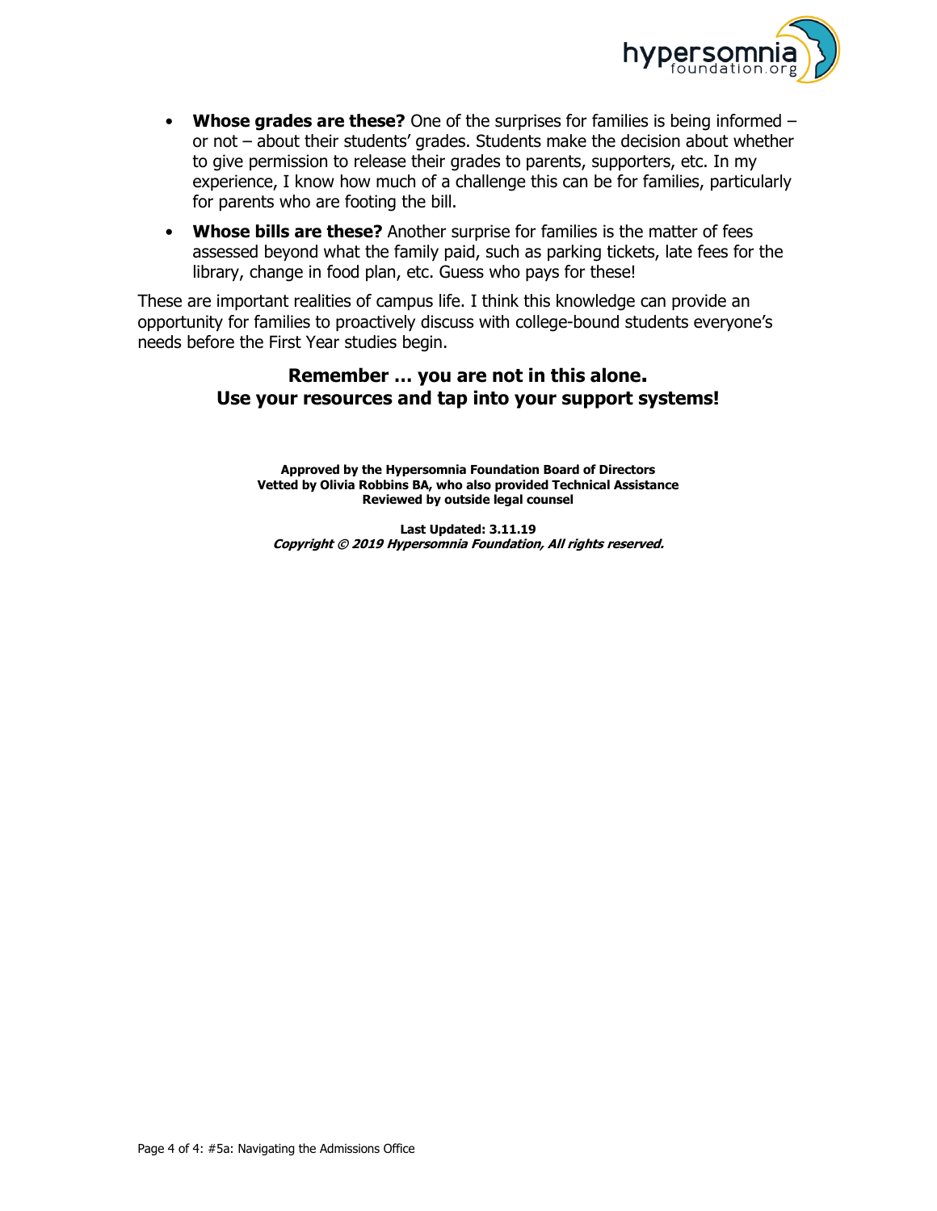- **Whose grades are these?** One of the surprises for families is being informed – or not – about their students' grades. Students make the decision about whether to give permission to release their grades to parents, supporters, etc. In my experience, I know how much of a challenge this can be for families, particularly for parents who are footing the bill.
- **Whose bills are these?** Another surprise for families is the matter of fees assessed beyond what the family paid, such as parking tickets, late fees for the library, change in food plan, etc. Guess who pays for these!

These are important realities of campus life. I think this knowledge can provide an opportunity for families to proactively discuss with college-bound students everyone's needs before the First Year studies begin.

**Remember … you are not in this alone.**
**Use your resources and tap into your support systems!**

**Approved by the Hypersomnia Foundation Board of Directors**
**Vetted by Olivia Robbins BA, who also provided Technical Assistance**
**Reviewed by outside legal counsel**

**Last Updated: 3.11.19**
***Copyright © 2019 Hypersomnia Foundation, All rights reserved.***